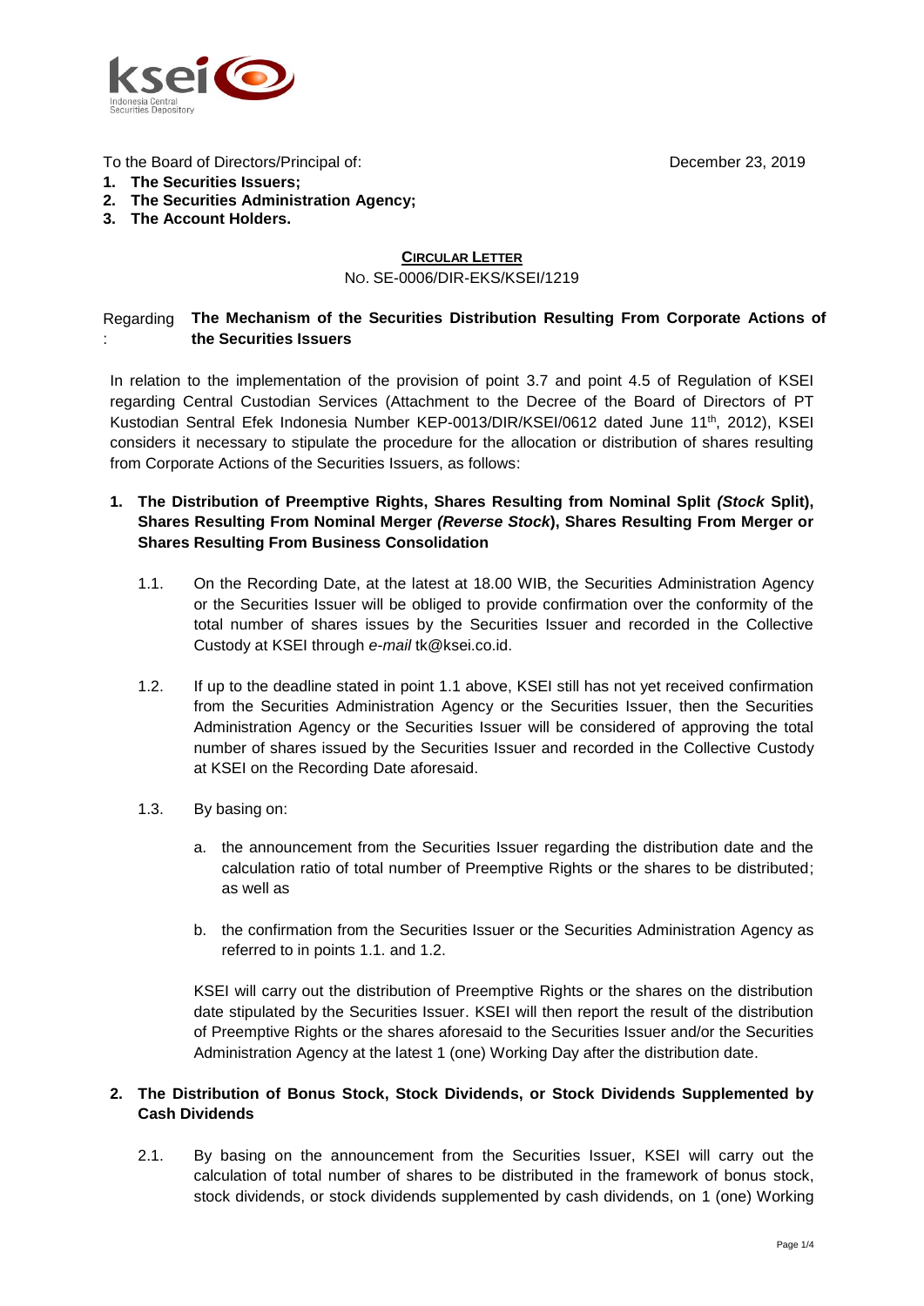To the Board of Directors/Principal of:

December 23, 2019

1. **The Securities Issuers;**
2. **The Securities Administration Agency;**
3. **The Account Holders.**

**CIRCULAR LETTER**

NO. SE-0006/DIR-EKS/KSEI/1219

Regarding : **The Mechanism of the Securities Distribution Resulting From Corporate Actions of the Securities Issuers**

In relation to the implementation of the provision of point 3.7 and point 4.5 of Regulation of KSEI regarding Central Custodian Services (Attachment to the Decree of the Board of Directors of PT Kustodian Sentral Efek Indonesia Number KEP-0013/DIR/KSEI/0612 dated June 11th, 2012), KSEI considers it necessary to stipulate the procedure for the allocation or distribution of shares resulting from Corporate Actions of the Securities Issuers, as follows:

**1. The Distribution of Preemptive Rights, Shares Resulting from Nominal Split *(Stock* Split), Shares Resulting From Nominal Merger *(Reverse Stock*), Shares Resulting From Merger or Shares Resulting From Business Consolidation**

1.1. On the Recording Date, at the latest at 18.00 WIB, the Securities Administration Agency or the Securities Issuer will be obliged to provide confirmation over the conformity of the total number of shares issues by the Securities Issuer and recorded in the Collective Custody at KSEI through *e-mail* tk@ksei.co.id.

1.2. If up to the deadline stated in point 1.1 above, KSEI still has not yet received confirmation from the Securities Administration Agency or the Securities Issuer, then the Securities Administration Agency or the Securities Issuer will be considered of approving the total number of shares issued by the Securities Issuer and recorded in the Collective Custody at KSEI on the Recording Date aforesaid.

1.3. By basing on:

a. the announcement from the Securities Issuer regarding the distribution date and the calculation ratio of total number of Preemptive Rights or the shares to be distributed; as well as

b. the confirmation from the Securities Issuer or the Securities Administration Agency as referred to in points 1.1. and 1.2.

KSEI will carry out the distribution of Preemptive Rights or the shares on the distribution date stipulated by the Securities Issuer. KSEI will then report the result of the distribution of Preemptive Rights or the shares aforesaid to the Securities Issuer and/or the Securities Administration Agency at the latest 1 (one) Working Day after the distribution date.

**2. The Distribution of Bonus Stock, Stock Dividends, or Stock Dividends Supplemented by Cash Dividends**

2.1. By basing on the announcement from the Securities Issuer, KSEI will carry out the calculation of total number of shares to be distributed in the framework of bonus stock, stock dividends, or stock dividends supplemented by cash dividends, on 1 (one) Working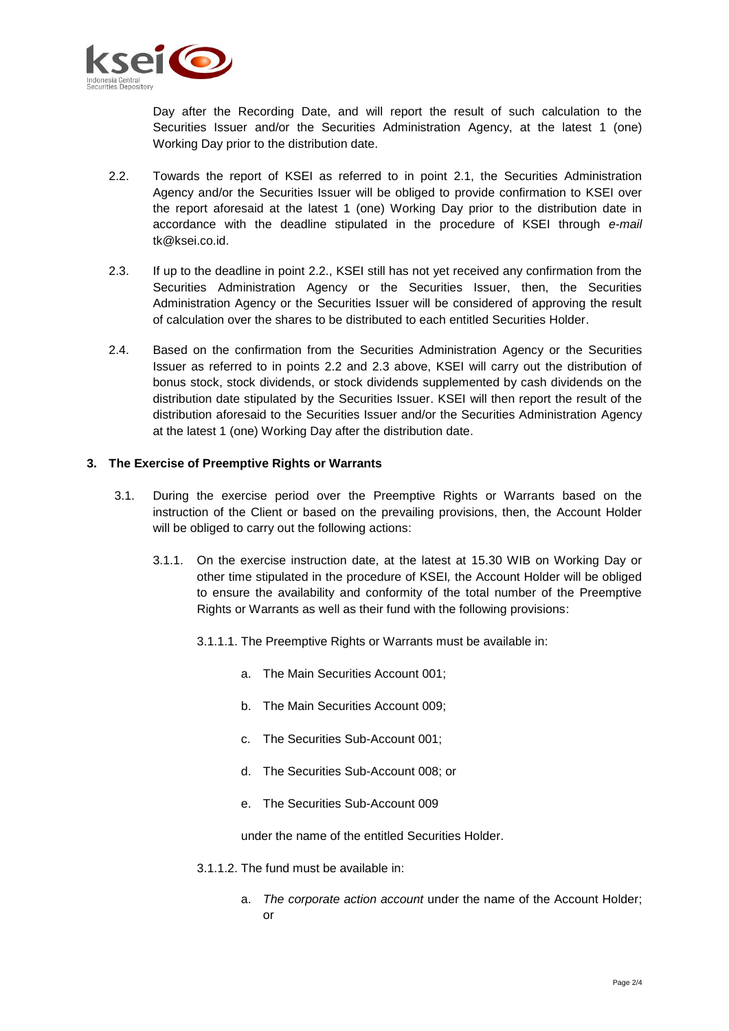Day after the Recording Date, and will report the result of such calculation to the Securities Issuer and/or the Securities Administration Agency, at the latest 1 (one) Working Day prior to the distribution date.

2.2. Towards the report of KSEI as referred to in point 2.1, the Securities Administration Agency and/or the Securities Issuer will be obliged to provide confirmation to KSEI over the report aforesaid at the latest 1 (one) Working Day prior to the distribution date in accordance with the deadline stipulated in the procedure of KSEI through *e-mail* tk@ksei.co.id.

2.3. If up to the deadline in point 2.2., KSEI still has not yet received any confirmation from the Securities Administration Agency or the Securities Issuer, then, the Securities Administration Agency or the Securities Issuer will be considered of approving the result of calculation over the shares to be distributed to each entitled Securities Holder.

2.4. Based on the confirmation from the Securities Administration Agency or the Securities Issuer as referred to in points 2.2 and 2.3 above, KSEI will carry out the distribution of bonus stock, stock dividends, or stock dividends supplemented by cash dividends on the distribution date stipulated by the Securities Issuer. KSEI will then report the result of the distribution aforesaid to the Securities Issuer and/or the Securities Administration Agency at the latest 1 (one) Working Day after the distribution date.

**3. The Exercise of Preemptive Rights or Warrants**

3.1. During the exercise period over the Preemptive Rights or Warrants based on the instruction of the Client or based on the prevailing provisions, then, the Account Holder will be obliged to carry out the following actions:

3.1.1. On the exercise instruction date, at the latest at 15.30 WIB on Working Day or other time stipulated in the procedure of KSEI, the Account Holder will be obliged to ensure the availability and conformity of the total number of the Preemptive Rights or Warrants as well as their fund with the following provisions:

3.1.1.1. The Preemptive Rights or Warrants must be available in:

a. The Main Securities Account 001;

b. The Main Securities Account 009;

c. The Securities Sub-Account 001;

d. The Securities Sub-Account 008; or

e. The Securities Sub-Account 009

under the name of the entitled Securities Holder.

3.1.1.2. The fund must be available in:

a. *The corporate action account* under the name of the Account Holder; or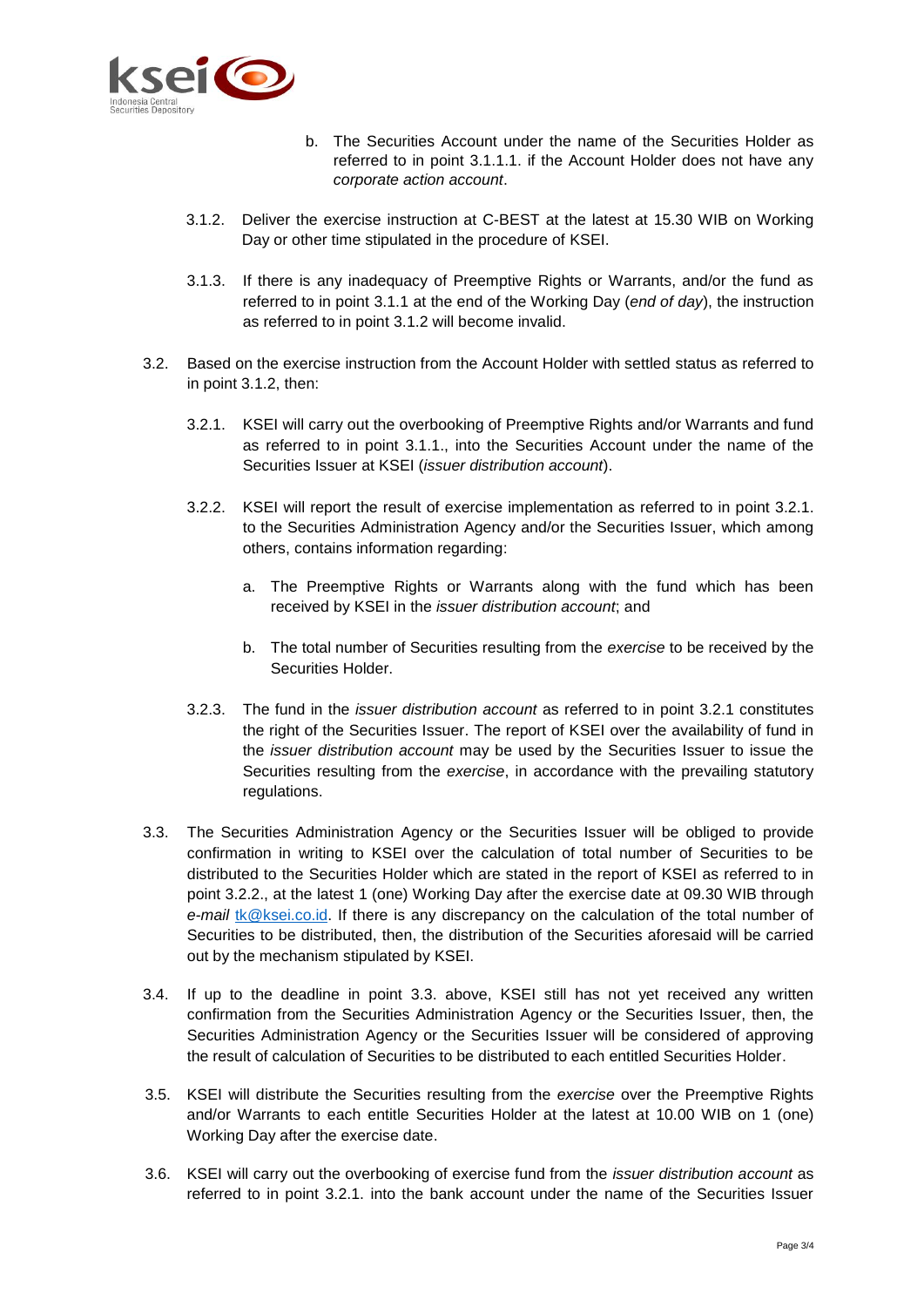b. The Securities Account under the name of the Securities Holder as referred to in point 3.1.1.1. if the Account Holder does not have any *corporate action account*.

3.1.2. Deliver the exercise instruction at C-BEST at the latest at 15.30 WIB on Working Day or other time stipulated in the procedure of KSEI.

3.1.3. If there is any inadequacy of Preemptive Rights or Warrants, and/or the fund as referred to in point 3.1.1 at the end of the Working Day (*end of day*), the instruction as referred to in point 3.1.2 will become invalid.

3.2. Based on the exercise instruction from the Account Holder with settled status as referred to in point 3.1.2, then:

3.2.1. KSEI will carry out the overbooking of Preemptive Rights and/or Warrants and fund as referred to in point 3.1.1., into the Securities Account under the name of the Securities Issuer at KSEI (*issuer distribution account*).

3.2.2. KSEI will report the result of exercise implementation as referred to in point 3.2.1. to the Securities Administration Agency and/or the Securities Issuer, which among others, contains information regarding:

a. The Preemptive Rights or Warrants along with the fund which has been received by KSEI in the *issuer distribution account*; and

b. The total number of Securities resulting from the *exercise* to be received by the Securities Holder.

3.2.3. The fund in the *issuer distribution account* as referred to in point 3.2.1 constitutes the right of the Securities Issuer. The report of KSEI over the availability of fund in the *issuer distribution account* may be used by the Securities Issuer to issue the Securities resulting from the *exercise*, in accordance with the prevailing statutory regulations.

3.3. The Securities Administration Agency or the Securities Issuer will be obliged to provide confirmation in writing to KSEI over the calculation of total number of Securities to be distributed to the Securities Holder which are stated in the report of KSEI as referred to in point 3.2.2., at the latest 1 (one) Working Day after the exercise date at 09.30 WIB through *e-mail* tk@ksei.co.id. If there is any discrepancy on the calculation of the total number of Securities to be distributed, then, the distribution of the Securities aforesaid will be carried out by the mechanism stipulated by KSEI.

3.4. If up to the deadline in point 3.3. above, KSEI still has not yet received any written confirmation from the Securities Administration Agency or the Securities Issuer, then, the Securities Administration Agency or the Securities Issuer will be considered of approving the result of calculation of Securities to be distributed to each entitled Securities Holder.

3.5. KSEI will distribute the Securities resulting from the *exercise* over the Preemptive Rights and/or Warrants to each entitle Securities Holder at the latest at 10.00 WIB on 1 (one) Working Day after the exercise date.

3.6. KSEI will carry out the overbooking of exercise fund from the *issuer distribution account* as referred to in point 3.2.1. into the bank account under the name of the Securities Issuer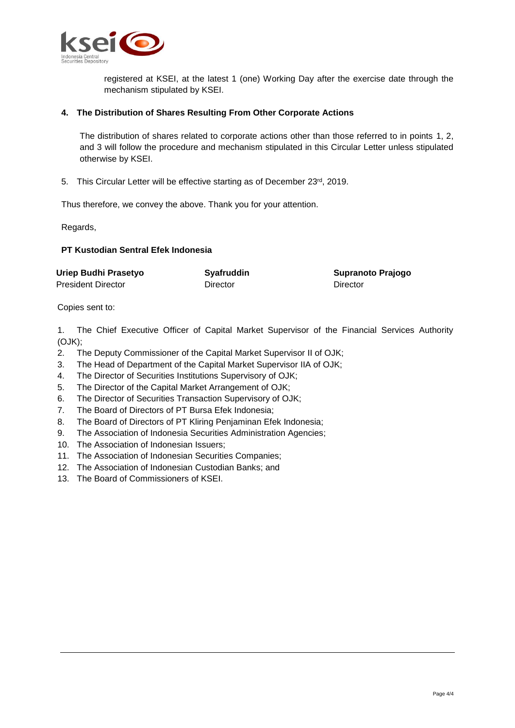registered at KSEI, at the latest 1 (one) Working Day after the exercise date through the mechanism stipulated by KSEI.

**4. The Distribution of Shares Resulting From Other Corporate Actions**

The distribution of shares related to corporate actions other than those referred to in points 1, 2, and 3 will follow the procedure and mechanism stipulated in this Circular Letter unless stipulated otherwise by KSEI.

5. This Circular Letter will be effective starting as of December 23rd, 2019.

Thus therefore, we convey the above. Thank you for your attention.

Regards,

**PT Kustodian Sentral Efek Indonesia**

| | | |
|---|---|---|
| **Uriep Budhi Prasetyo** | **Syafruddin** | **Supranoto Prajogo** |
| President Director | Director | Director |

Copies sent to:

1. The Chief Executive Officer of Capital Market Supervisor of the Financial Services Authority (OJK);
2. The Deputy Commissioner of the Capital Market Supervisor II of OJK;
3. The Head of Department of the Capital Market Supervisor IIA of OJK;
4. The Director of Securities Institutions Supervisory of OJK;
5. The Director of the Capital Market Arrangement of OJK;
6. The Director of Securities Transaction Supervisory of OJK;
7. The Board of Directors of PT Bursa Efek Indonesia;
8. The Board of Directors of PT Kliring Penjaminan Efek Indonesia;
9. The Association of Indonesia Securities Administration Agencies;
10. The Association of Indonesian Issuers;
11. The Association of Indonesian Securities Companies;
12. The Association of Indonesian Custodian Banks; and
13. The Board of Commissioners of KSEI.